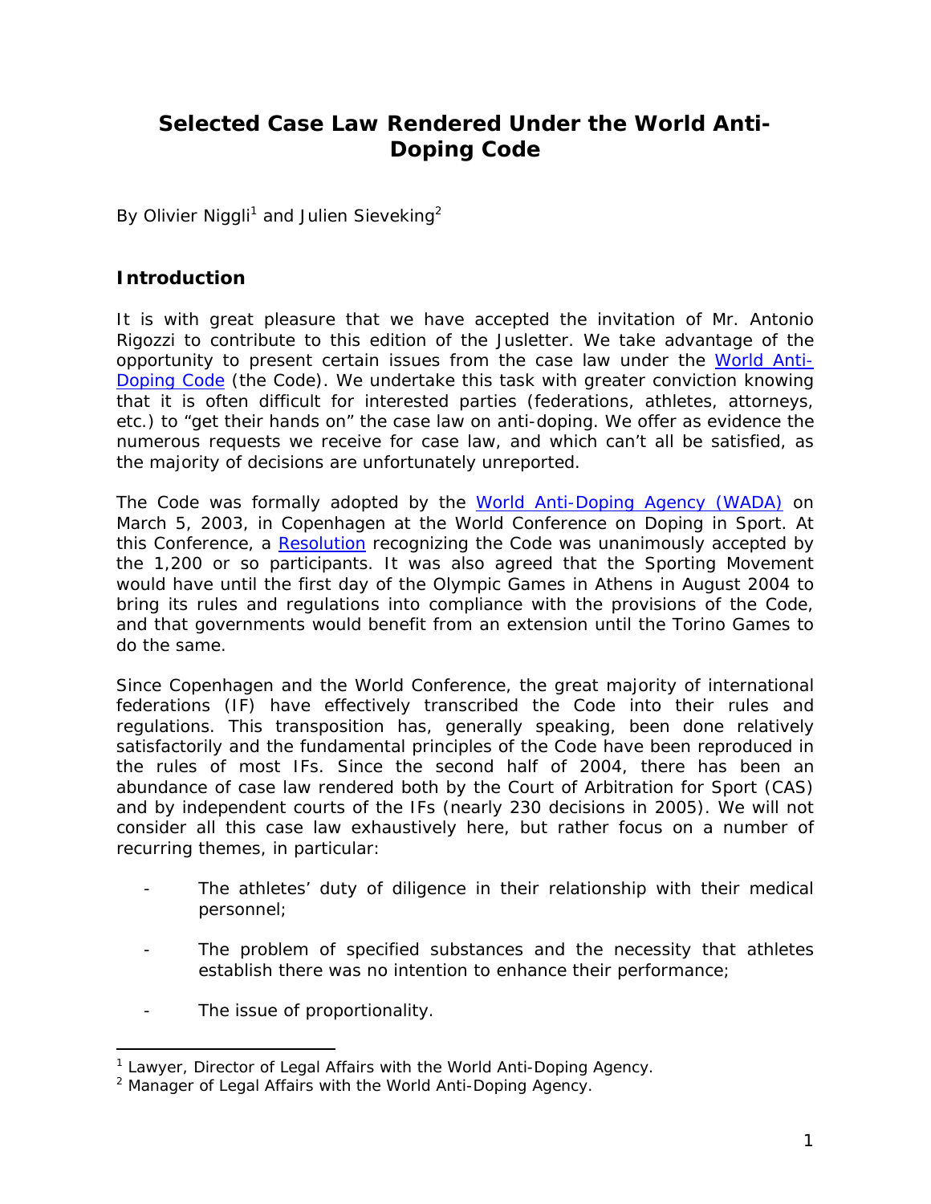# Selected Case Law Rendered Under the World Anti-Doping Code

By Olivier Niggli[1] and Julien Sieveking[2]

## Introduction

It is with great pleasure that we have accepted the invitation of Mr. Antonio Rigozzi to contribute to this edition of the Jusletter. We take advantage of the opportunity to present certain issues from the case law under the World Anti-Doping Code (the Code). We undertake this task with greater conviction knowing that it is often difficult for interested parties (federations, athletes, attorneys, etc.) to "get their hands on" the case law on anti-doping. We offer as evidence the numerous requests we receive for case law, and which can't all be satisfied, as the majority of decisions are unfortunately unreported.

The Code was formally adopted by the World Anti-Doping Agency (WADA) on March 5, 2003, in Copenhagen at the World Conference on Doping in Sport. At this Conference, a Resolution recognizing the Code was unanimously accepted by the 1,200 or so participants. It was also agreed that the Sporting Movement would have until the first day of the Olympic Games in Athens in August 2004 to bring its rules and regulations into compliance with the provisions of the Code, and that governments would benefit from an extension until the Torino Games to do the same.

Since Copenhagen and the World Conference, the great majority of international federations (IF) have effectively transcribed the Code into their rules and regulations. This transposition has, generally speaking, been done relatively satisfactorily and the fundamental principles of the Code have been reproduced in the rules of most IFs. Since the second half of 2004, there has been an abundance of case law rendered both by the Court of Arbitration for Sport (CAS) and by independent courts of the IFs (nearly 230 decisions in 2005). We will not consider all this case law exhaustively here, but rather focus on a number of recurring themes, in particular:

- The athletes' duty of diligence in their relationship with their medical personnel;
- The problem of specified substances and the necessity that athletes establish there was no intention to enhance their performance;
- The issue of proportionality.

[1] Lawyer, Director of Legal Affairs with the World Anti-Doping Agency.

[2] Manager of Legal Affairs with the World Anti-Doping Agency.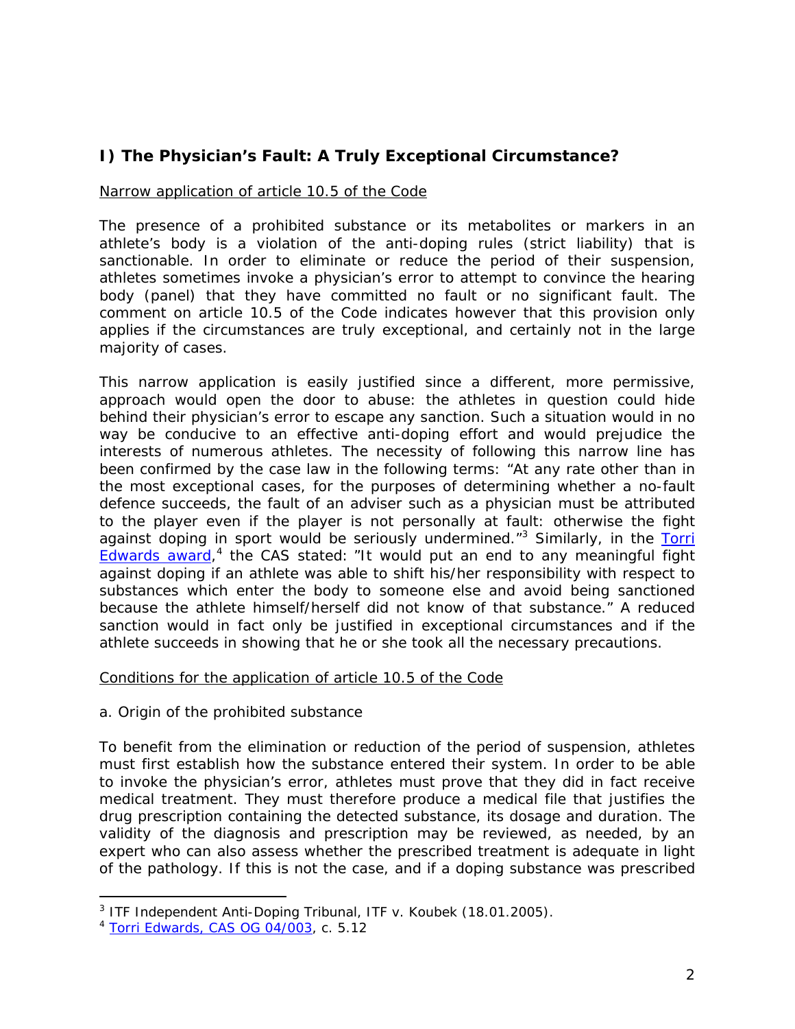## I) The Physician's Fault: A Truly Exceptional Circumstance?

Narrow application of article 10.5 of the Code

The presence of a prohibited substance or its metabolites or markers in an athlete's body is a violation of the anti-doping rules (strict liability) that is sanctionable. In order to eliminate or reduce the period of their suspension, athletes sometimes invoke a physician's error to attempt to convince the hearing body (panel) that they have committed no fault or no significant fault. The comment on article 10.5 of the Code indicates however that this provision only applies if the circumstances are truly exceptional, and certainly not in the large majority of cases.

This narrow application is easily justified since a different, more permissive, approach would open the door to abuse: the athletes in question could hide behind their physician's error to escape any sanction. Such a situation would in no way be conducive to an effective anti-doping effort and would prejudice the interests of numerous athletes. The necessity of following this narrow line has been confirmed by the case law in the following terms: "At any rate other than in the most exceptional cases, for the purposes of determining whether a no-fault defence succeeds, the fault of an adviser such as a physician must be attributed to the player even if the player is not personally at fault: otherwise the fight against doping in sport would be seriously undermined."[3] Similarly, in the Torri Edwards award,[4] the CAS stated: "It would put an end to any meaningful fight against doping if an athlete was able to shift his/her responsibility with respect to substances which enter the body to someone else and avoid being sanctioned because the athlete himself/herself did not know of that substance." A reduced sanction would in fact only be justified in exceptional circumstances and if the athlete succeeds in showing that he or she took all the necessary precautions.

Conditions for the application of article 10.5 of the Code

a. Origin of the prohibited substance

To benefit from the elimination or reduction of the period of suspension, athletes must first establish how the substance entered their system. In order to be able to invoke the physician's error, athletes must prove that they did in fact receive medical treatment. They must therefore produce a medical file that justifies the drug prescription containing the detected substance, its dosage and duration. The validity of the diagnosis and prescription may be reviewed, as needed, by an expert who can also assess whether the prescribed treatment is adequate in light of the pathology. If this is not the case, and if a doping substance was prescribed

---

[3] ITF Independent Anti-Doping Tribunal, ITF v. Koubek (18.01.2005).

[4] Torri Edwards, CAS OG 04/003, c. 5.12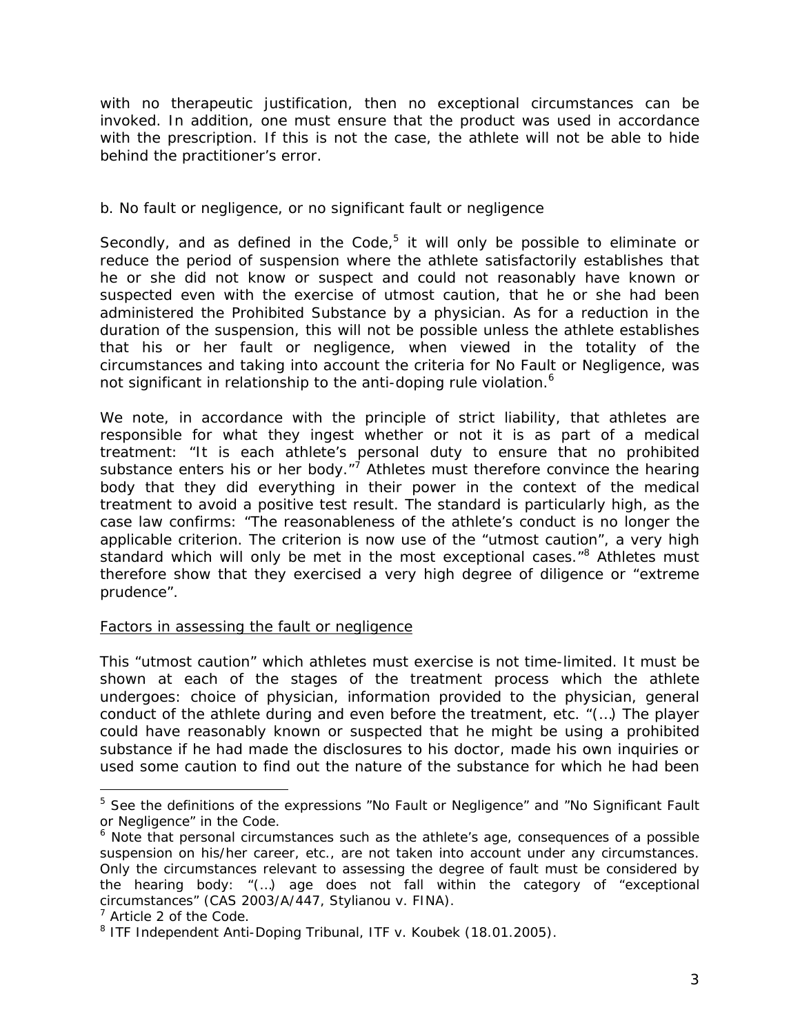with no therapeutic justification, then no exceptional circumstances can be invoked. In addition, one must ensure that the product was used in accordance with the prescription. If this is not the case, the athlete will not be able to hide behind the practitioner's error.

b. No fault or negligence, or no significant fault or negligence

Secondly, and as defined in the Code,[5] it will only be possible to eliminate or reduce the period of suspension where the athlete satisfactorily establishes that he or she did not know or suspect and could not reasonably have known or suspected even with the exercise of utmost caution, that he or she had been administered the Prohibited Substance by a physician. As for a reduction in the duration of the suspension, this will not be possible unless the athlete establishes that his or her fault or negligence, when viewed in the totality of the circumstances and taking into account the criteria for No Fault or Negligence, was not significant in relationship to the anti-doping rule violation.[6]

We note, in accordance with the principle of strict liability, that athletes are responsible for what they ingest whether or not it is as part of a medical treatment: "It is each athlete's personal duty to ensure that no prohibited substance enters his or her body."[7] Athletes must therefore convince the hearing body that they did everything in their power in the context of the medical treatment to avoid a positive test result. The standard is particularly high, as the case law confirms: "The reasonableness of the athlete's conduct is no longer the applicable criterion. The criterion is now use of the "utmost caution", a very high standard which will only be met in the most exceptional cases."[8] Athletes must therefore show that they exercised a very high degree of diligence or "extreme prudence".

<u>Factors in assessing the fault or negligence</u>

This "utmost caution" which athletes must exercise is not time-limited. It must be shown at each of the stages of the treatment process which the athlete undergoes: choice of physician, information provided to the physician, general conduct of the athlete during and even before the treatment, etc. "(…) The player could have reasonably known or suspected that he might be using a prohibited substance if he had made the disclosures to his doctor, made his own inquiries or used some caution to find out the nature of the substance for which he had been

---

[5] See the definitions of the expressions "No Fault or Negligence" and "No Significant Fault or Negligence" in the Code.

[6] Note that personal circumstances such as the athlete's age, consequences of a possible suspension on his/her career, etc., are not taken into account under any circumstances. Only the circumstances relevant to assessing the degree of fault must be considered by the hearing body: "(…) age does not fall within the category of "exceptional circumstances" (CAS 2003/A/447, Stylianou v. FINA).

[7] Article 2 of the Code.

[8] ITF Independent Anti-Doping Tribunal, ITF v. Koubek (18.01.2005).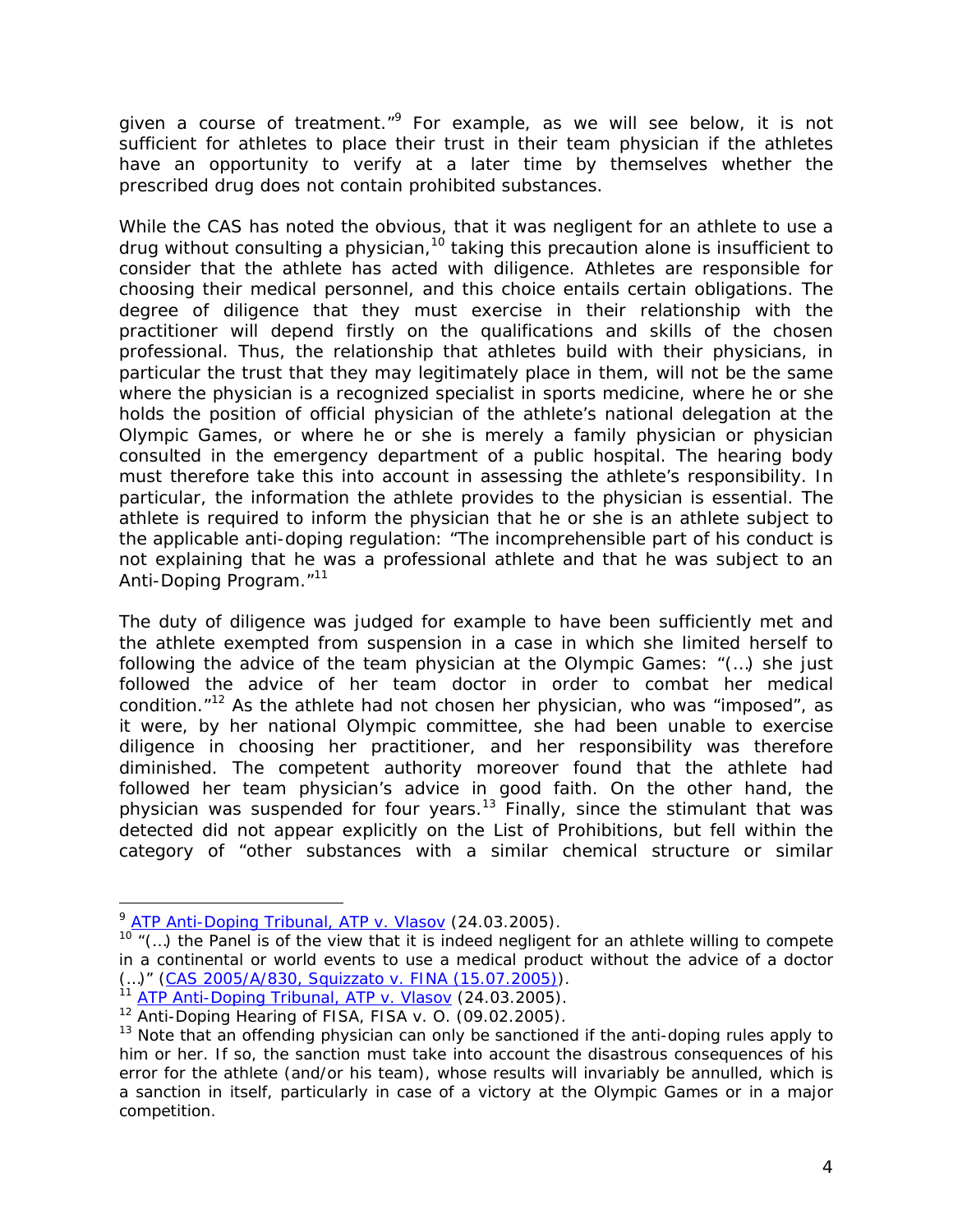given a course of treatment."[9] For example, as we will see below, it is not sufficient for athletes to place their trust in their team physician if the athletes have an opportunity to verify at a later time by themselves whether the prescribed drug does not contain prohibited substances.

While the CAS has noted the obvious, that it was negligent for an athlete to use a drug without consulting a physician,[10] taking this precaution alone is insufficient to consider that the athlete has acted with diligence. Athletes are responsible for choosing their medical personnel, and this choice entails certain obligations. The degree of diligence that they must exercise in their relationship with the practitioner will depend firstly on the qualifications and skills of the chosen professional. Thus, the relationship that athletes build with their physicians, in particular the trust that they may legitimately place in them, will not be the same where the physician is a recognized specialist in sports medicine, where he or she holds the position of official physician of the athlete's national delegation at the Olympic Games, or where he or she is merely a family physician or physician consulted in the emergency department of a public hospital. The hearing body must therefore take this into account in assessing the athlete's responsibility. In particular, the information the athlete provides to the physician is essential. The athlete is required to inform the physician that he or she is an athlete subject to the applicable anti-doping regulation: "The incomprehensible part of his conduct is not explaining that he was a professional athlete and that he was subject to an Anti-Doping Program."[11]

The duty of diligence was judged for example to have been sufficiently met and the athlete exempted from suspension in a case in which she limited herself to following the advice of the team physician at the Olympic Games: "(…) she just followed the advice of her team doctor in order to combat her medical condition."[12] As the athlete had not chosen her physician, who was "imposed", as it were, by her national Olympic committee, she had been unable to exercise diligence in choosing her practitioner, and her responsibility was therefore diminished. The competent authority moreover found that the athlete had followed her team physician's advice in good faith. On the other hand, the physician was suspended for four years.[13] Finally, since the stimulant that was detected did not appear explicitly on the List of Prohibitions, but fell within the category of "other substances with a similar chemical structure or similar

---

[9] ATP Anti-Doping Tribunal, ATP v. Vlasov (24.03.2005).

[10] "(…) the Panel is of the view that it is indeed negligent for an athlete willing to compete in a continental or world events to use a medical product without the advice of a doctor (…)" (CAS 2005/A/830, Squizzato v. FINA (15.07.2005)).

[11] ATP Anti-Doping Tribunal, ATP v. Vlasov (24.03.2005).

[12] Anti-Doping Hearing of FISA, FISA v. O. (09.02.2005).

[13] Note that an offending physician can only be sanctioned if the anti-doping rules apply to him or her. If so, the sanction must take into account the disastrous consequences of his error for the athlete (and/or his team), whose results will invariably be annulled, which is a sanction in itself, particularly in case of a victory at the Olympic Games or in a major competition.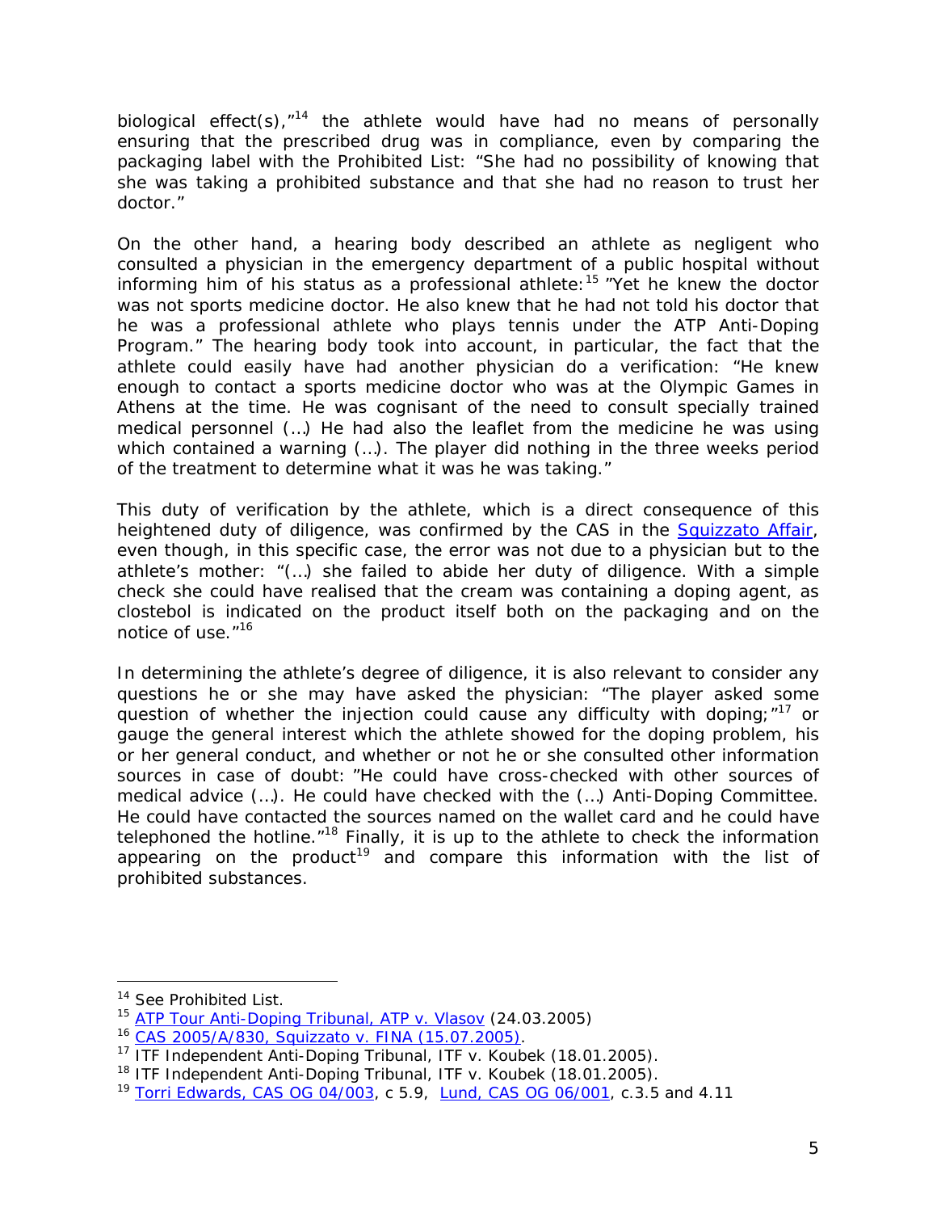biological effect(s),"[14] the athlete would have had no means of personally ensuring that the prescribed drug was in compliance, even by comparing the packaging label with the Prohibited List: "She had no possibility of knowing that she was taking a prohibited substance and that she had no reason to trust her doctor."

On the other hand, a hearing body described an athlete as negligent who consulted a physician in the emergency department of a public hospital without informing him of his status as a professional athlete:[15] "Yet he knew the doctor was not sports medicine doctor. He also knew that he had not told his doctor that he was a professional athlete who plays tennis under the ATP Anti-Doping Program." The hearing body took into account, in particular, the fact that the athlete could easily have had another physician do a verification: "He knew enough to contact a sports medicine doctor who was at the Olympic Games in Athens at the time. He was cognisant of the need to consult specially trained medical personnel (…) He had also the leaflet from the medicine he was using which contained a warning (…). The player did nothing in the three weeks period of the treatment to determine what it was he was taking."

This duty of verification by the athlete, which is a direct consequence of this heightened duty of diligence, was confirmed by the CAS in the Squizzato Affair, even though, in this specific case, the error was not due to a physician but to the athlete's mother: "(…) she failed to abide her duty of diligence. With a simple check she could have realised that the cream was containing a doping agent, as clostebol is indicated on the product itself both on the packaging and on the notice of use."[16]

In determining the athlete's degree of diligence, it is also relevant to consider any questions he or she may have asked the physician: "The player asked some question of whether the injection could cause any difficulty with doping;"[17] or gauge the general interest which the athlete showed for the doping problem, his or her general conduct, and whether or not he or she consulted other information sources in case of doubt: "He could have cross-checked with other sources of medical advice (…). He could have checked with the (…) Anti-Doping Committee. He could have contacted the sources named on the wallet card and he could have telephoned the hotline."[18] Finally, it is up to the athlete to check the information appearing on the product[19] and compare this information with the list of prohibited substances.

---

[14] See Prohibited List.

[15] ATP Tour Anti-Doping Tribunal, ATP v. Vlasov (24.03.2005)

[16] CAS 2005/A/830, Squizzato v. FINA (15.07.2005).

[17] ITF Independent Anti-Doping Tribunal, ITF v. Koubek (18.01.2005).

[18] ITF Independent Anti-Doping Tribunal, ITF v. Koubek (18.01.2005).

[19] Torri Edwards, CAS OG 04/003, c 5.9, Lund, CAS OG 06/001, c.3.5 and 4.11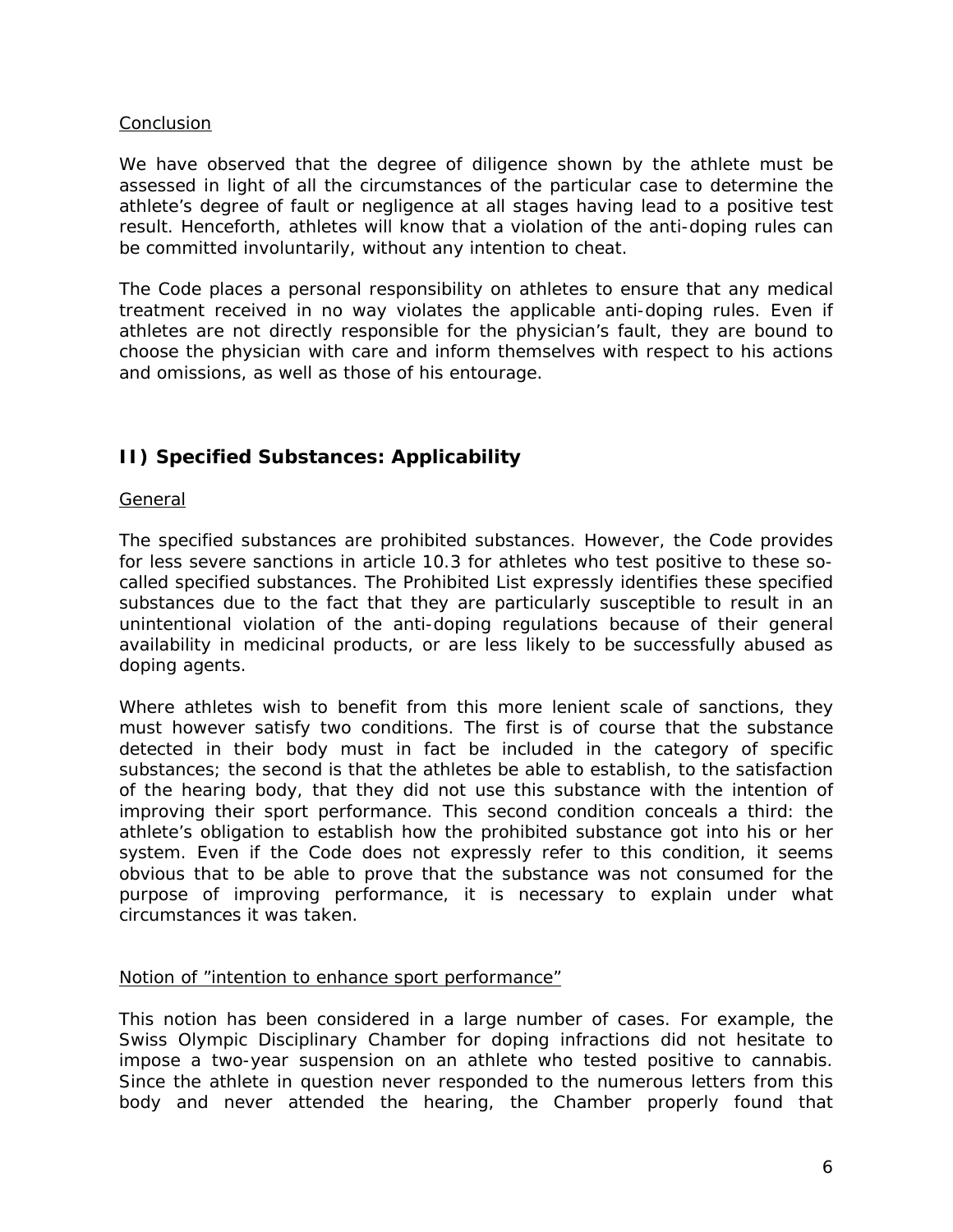Conclusion

We have observed that the degree of diligence shown by the athlete must be assessed in light of all the circumstances of the particular case to determine the athlete's degree of fault or negligence at all stages having lead to a positive test result. Henceforth, athletes will know that a violation of the anti-doping rules can be committed involuntarily, without any intention to cheat.

The Code places a personal responsibility on athletes to ensure that any medical treatment received in no way violates the applicable anti-doping rules. Even if athletes are not directly responsible for the physician's fault, they are bound to choose the physician with care and inform themselves with respect to his actions and omissions, as well as those of his entourage.

## II) Specified Substances: Applicability

General

The specified substances are prohibited substances. However, the Code provides for less severe sanctions in article 10.3 for athletes who test positive to these so-called specified substances. The Prohibited List expressly identifies these specified substances due to the fact that they are particularly susceptible to result in an unintentional violation of the anti-doping regulations because of their general availability in medicinal products, or are less likely to be successfully abused as doping agents.

Where athletes wish to benefit from this more lenient scale of sanctions, they must however satisfy two conditions. The first is of course that the substance detected in their body must in fact be included in the category of specific substances; the second is that the athletes be able to establish, to the satisfaction of the hearing body, that they did not use this substance with the intention of improving their sport performance. This second condition conceals a third: the athlete's obligation to establish how the prohibited substance got into his or her system. Even if the Code does not expressly refer to this condition, it seems obvious that to be able to prove that the substance was not consumed for the purpose of improving performance, it is necessary to explain under what circumstances it was taken.

Notion of "intention to enhance sport performance"

This notion has been considered in a large number of cases. For example, the Swiss Olympic Disciplinary Chamber for doping infractions did not hesitate to impose a two-year suspension on an athlete who tested positive to cannabis. Since the athlete in question never responded to the numerous letters from this body and never attended the hearing, the Chamber properly found that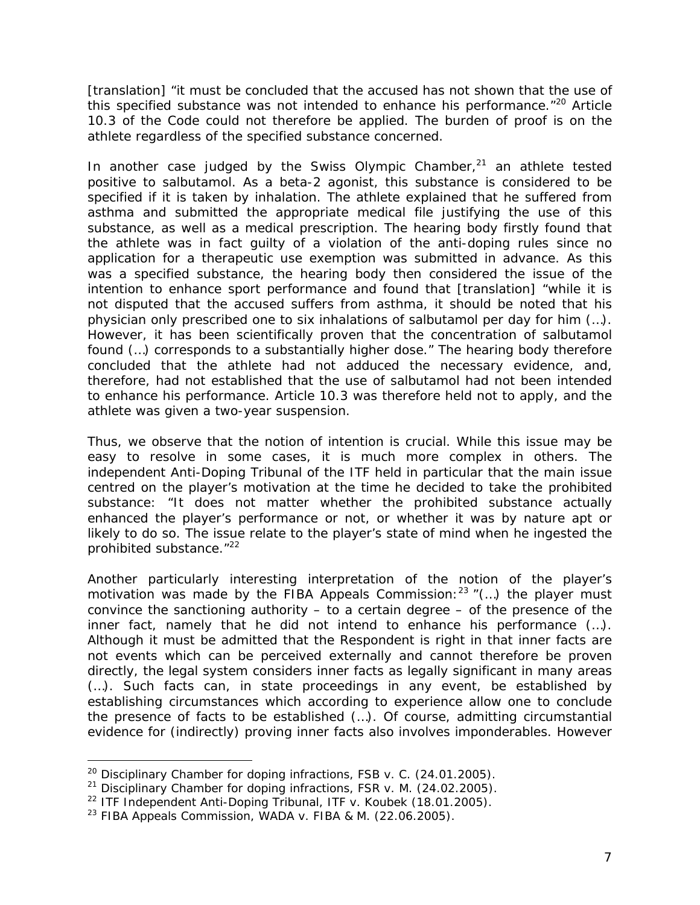[translation] "it must be concluded that the accused has not shown that the use of this specified substance was not intended to enhance his performance."[20] Article 10.3 of the Code could not therefore be applied. The burden of proof is on the athlete regardless of the specified substance concerned.

In another case judged by the Swiss Olympic Chamber,[21] an athlete tested positive to salbutamol. As a beta-2 agonist, this substance is considered to be specified if it is taken by inhalation. The athlete explained that he suffered from asthma and submitted the appropriate medical file justifying the use of this substance, as well as a medical prescription. The hearing body firstly found that the athlete was in fact guilty of a violation of the anti-doping rules since no application for a therapeutic use exemption was submitted in advance. As this was a specified substance, the hearing body then considered the issue of the intention to enhance sport performance and found that [translation] "while it is not disputed that the accused suffers from asthma, it should be noted that his physician only prescribed one to six inhalations of salbutamol per day for him (…). However, it has been scientifically proven that the concentration of salbutamol found (…) corresponds to a substantially higher dose." The hearing body therefore concluded that the athlete had not adduced the necessary evidence, and, therefore, had not established that the use of salbutamol had not been intended to enhance his performance. Article 10.3 was therefore held not to apply, and the athlete was given a two-year suspension.

Thus, we observe that the notion of intention is crucial. While this issue may be easy to resolve in some cases, it is much more complex in others. The independent Anti-Doping Tribunal of the ITF held in particular that the main issue centred on the player's motivation at the time he decided to take the prohibited substance: "It does not matter whether the prohibited substance actually enhanced the player's performance or not, or whether it was by nature apt or likely to do so. The issue relate to the player's state of mind when he ingested the prohibited substance."[22]

Another particularly interesting interpretation of the notion of the player's motivation was made by the FIBA Appeals Commission:[23] "(…) the player must convince the sanctioning authority – to a certain degree – of the presence of the inner fact, namely that he did not intend to enhance his performance (…). Although it must be admitted that the Respondent is right in that inner facts are not events which can be perceived externally and cannot therefore be proven directly, the legal system considers inner facts as legally significant in many areas (…). Such facts can, in state proceedings in any event, be established by establishing circumstances which according to experience allow one to conclude the presence of facts to be established (…). Of course, admitting circumstantial evidence for (indirectly) proving inner facts also involves imponderables. However

---

[20] Disciplinary Chamber for doping infractions, FSB v. C. (24.01.2005).

[21] Disciplinary Chamber for doping infractions, FSR v. M. (24.02.2005).

[22] ITF Independent Anti-Doping Tribunal, ITF v. Koubek (18.01.2005).

[23] FIBA Appeals Commission, WADA v. FIBA & M. (22.06.2005).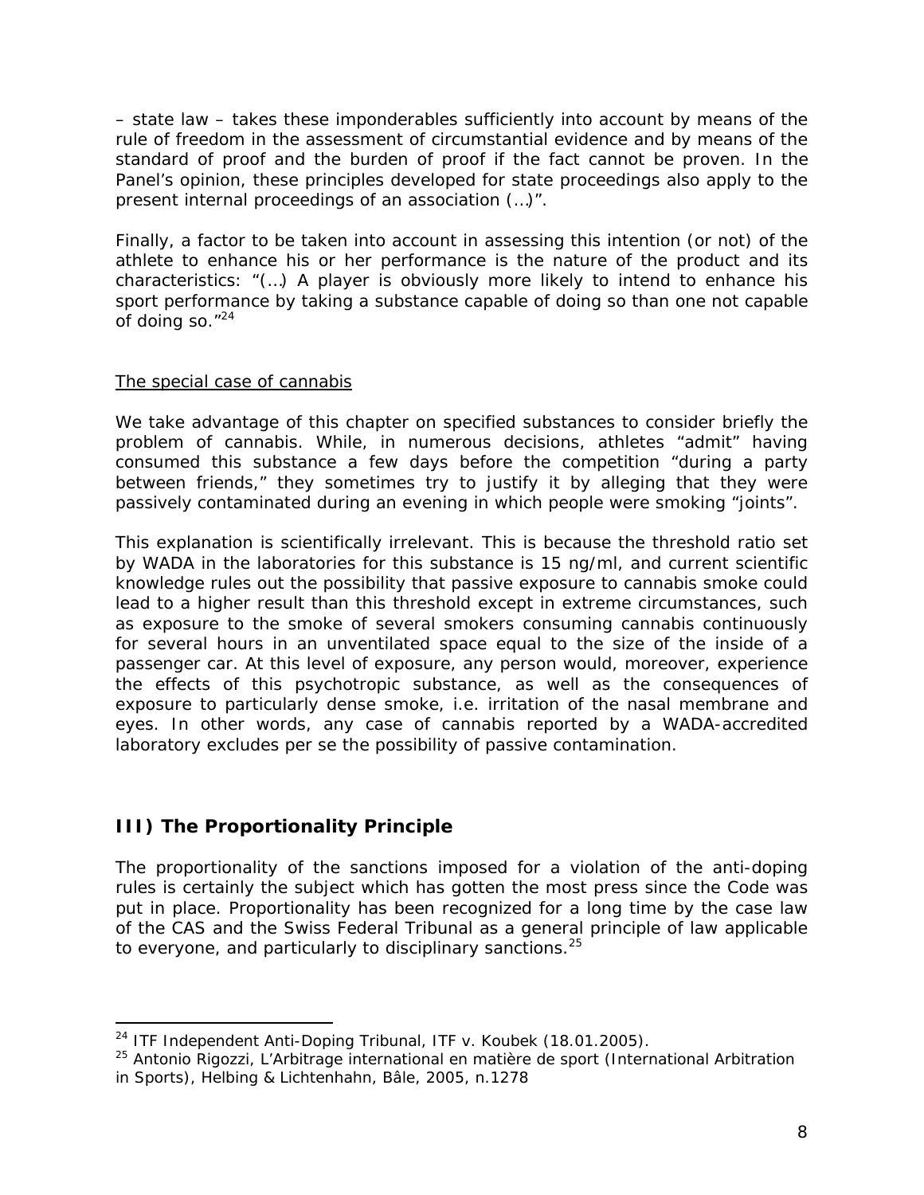– state law – takes these imponderables sufficiently into account by means of the rule of freedom in the assessment of circumstantial evidence and by means of the standard of proof and the burden of proof if the fact cannot be proven. In the Panel's opinion, these principles developed for state proceedings also apply to the present internal proceedings of an association (…)".

Finally, a factor to be taken into account in assessing this intention (or not) of the athlete to enhance his or her performance is the nature of the product and its characteristics: "(…) A player is obviously more likely to intend to enhance his sport performance by taking a substance capable of doing so than one not capable of doing so."[24]

The special case of cannabis

We take advantage of this chapter on specified substances to consider briefly the problem of cannabis. While, in numerous decisions, athletes "admit" having consumed this substance a few days before the competition "during a party between friends," they sometimes try to justify it by alleging that they were passively contaminated during an evening in which people were smoking "joints".

This explanation is scientifically irrelevant. This is because the threshold ratio set by WADA in the laboratories for this substance is 15 ng/ml, and current scientific knowledge rules out the possibility that passive exposure to cannabis smoke could lead to a higher result than this threshold except in extreme circumstances, such as exposure to the smoke of several smokers consuming cannabis continuously for several hours in an unventilated space equal to the size of the inside of a passenger car. At this level of exposure, any person would, moreover, experience the effects of this psychotropic substance, as well as the consequences of exposure to particularly dense smoke, i.e. irritation of the nasal membrane and eyes. In other words, any case of cannabis reported by a WADA-accredited laboratory excludes per se the possibility of passive contamination.

## III) The Proportionality Principle

The proportionality of the sanctions imposed for a violation of the anti-doping rules is certainly the subject which has gotten the most press since the Code was put in place. Proportionality has been recognized for a long time by the case law of the CAS and the Swiss Federal Tribunal as a general principle of law applicable to everyone, and particularly to disciplinary sanctions.[25]

---

[24] ITF Independent Anti-Doping Tribunal, ITF v. Koubek (18.01.2005).

[25] Antonio Rigozzi, L'Arbitrage international en matière de sport (International Arbitration in Sports), Helbing & Lichtenhahn, Bâle, 2005, n.1278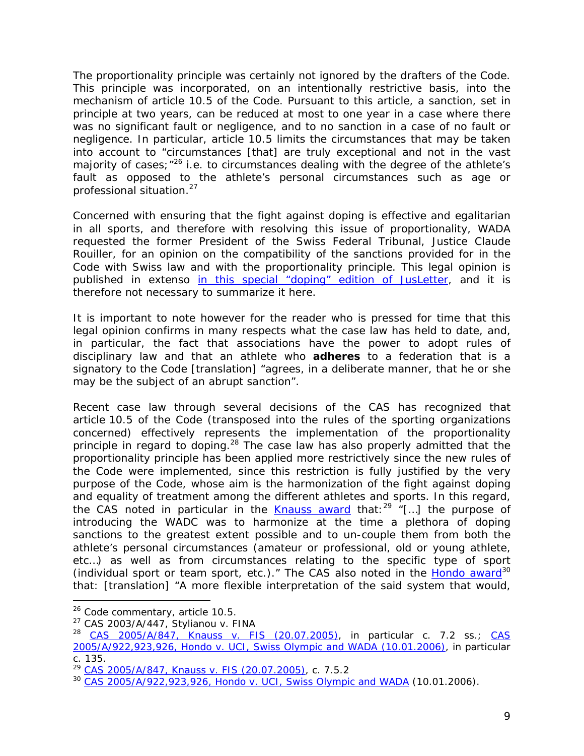The proportionality principle was certainly not ignored by the drafters of the Code. This principle was incorporated, on an intentionally restrictive basis, into the mechanism of article 10.5 of the Code. Pursuant to this article, a sanction, set in principle at two years, can be reduced at most to one year in a case where there was no significant fault or negligence, and to no sanction in a case of no fault or negligence. In particular, article 10.5 limits the circumstances that may be taken into account to "circumstances [that] are truly exceptional and not in the vast majority of cases;"[26] i.e. to circumstances dealing with the degree of the athlete's fault as opposed to the athlete's personal circumstances such as age or professional situation.[27]

Concerned with ensuring that the fight against doping is effective and egalitarian in all sports, and therefore with resolving this issue of proportionality, WADA requested the former President of the Swiss Federal Tribunal, Justice Claude Rouiller, for an opinion on the compatibility of the sanctions provided for in the Code with Swiss law and with the proportionality principle. This legal opinion is published in extenso in this special "doping" edition of JusLetter, and it is therefore not necessary to summarize it here.

It is important to note however for the reader who is pressed for time that this legal opinion confirms in many respects what the case law has held to date, and, in particular, the fact that associations have the power to adopt rules of disciplinary law and that an athlete who **adheres** to a federation that is a signatory to the Code [translation] "agrees, in a deliberate manner, that he or she may be the subject of an abrupt sanction".

Recent case law through several decisions of the CAS has recognized that article 10.5 of the Code (transposed into the rules of the sporting organizations concerned) effectively represents the implementation of the proportionality principle in regard to doping.[28] The case law has also properly admitted that the proportionality principle has been applied more restrictively since the new rules of the Code were implemented, since this restriction is fully justified by the very purpose of the Code, whose aim is the harmonization of the fight against doping and equality of treatment among the different athletes and sports. In this regard, the CAS noted in particular in the Knauss award that:[29] "[…] the purpose of introducing the WADC was to harmonize at the time a plethora of doping sanctions to the greatest extent possible and to un-couple them from both the athlete's personal circumstances (amateur or professional, old or young athlete, etc…) as well as from circumstances relating to the specific type of sport (individual sport or team sport, etc.)." The CAS also noted in the Hondo award[30] that: [translation] "A more flexible interpretation of the said system that would,

---

[26] Code commentary, article 10.5.

[27] CAS 2003/A/447, Stylianou v. FINA

[28] CAS 2005/A/847, Knauss v. FIS (20.07.2005), in particular c. 7.2 ss.; CAS 2005/A/922,923,926, Hondo v. UCI, Swiss Olympic and WADA (10.01.2006), in particular c. 135.

[29] CAS 2005/A/847, Knauss v. FIS (20.07.2005), c. 7.5.2

[30] CAS 2005/A/922,923,926, Hondo v. UCI, Swiss Olympic and WADA (10.01.2006).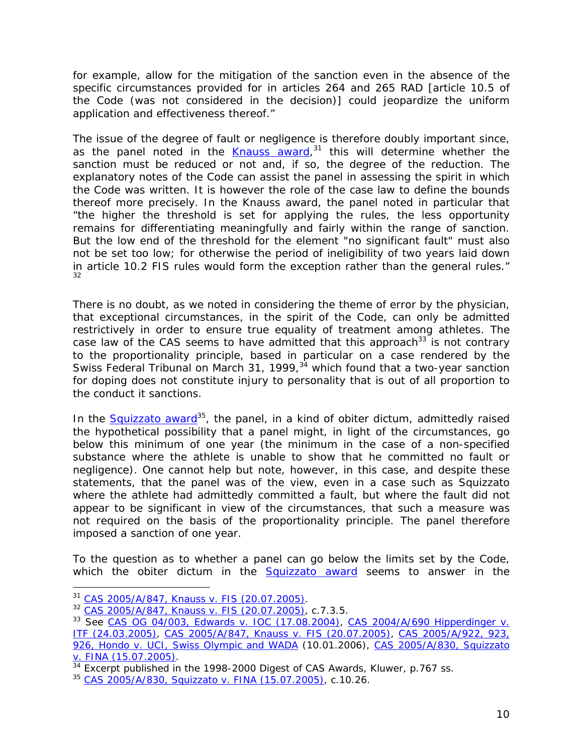for example, allow for the mitigation of the sanction even in the absence of the specific circumstances provided for in articles 264 and 265 RAD [article 10.5 of the Code (was not considered in the decision)] could jeopardize the uniform application and effectiveness thereof."

The issue of the degree of fault or negligence is therefore doubly important since, as the panel noted in the Knauss award,[31] this will determine whether the sanction must be reduced or not and, if so, the degree of the reduction. The explanatory notes of the Code can assist the panel in assessing the spirit in which the Code was written. It is however the role of the case law to define the bounds thereof more precisely. In the Knauss award, the panel noted in particular that "the higher the threshold is set for applying the rules, the less opportunity remains for differentiating meaningfully and fairly within the range of sanction. But the low end of the threshold for the element "no significant fault" must also not be set too low; for otherwise the period of ineligibility of two years laid down in article 10.2 FIS rules would form the exception rather than the general rules."[32]

There is no doubt, as we noted in considering the theme of error by the physician, that exceptional circumstances, in the spirit of the Code, can only be admitted restrictively in order to ensure true equality of treatment among athletes. The case law of the CAS seems to have admitted that this approach[33] is not contrary to the proportionality principle, based in particular on a case rendered by the Swiss Federal Tribunal on March 31, 1999,[34] which found that a two-year sanction for doping does not constitute injury to personality that is out of all proportion to the conduct it sanctions.

In the Squizzato award[35], the panel, in a kind of obiter dictum, admittedly raised the hypothetical possibility that a panel might, in light of the circumstances, go below this minimum of one year (the minimum in the case of a non-specified substance where the athlete is unable to show that he committed no fault or negligence). One cannot help but note, however, in this case, and despite these statements, that the panel was of the view, even in a case such as Squizzato where the athlete had admittedly committed a fault, but where the fault did not appear to be significant in view of the circumstances, that such a measure was not required on the basis of the proportionality principle. The panel therefore imposed a sanction of one year.

To the question as to whether a panel can go below the limits set by the Code, which the obiter dictum in the Squizzato award seems to answer in the

---

[31] CAS 2005/A/847, Knauss v. FIS (20.07.2005).

[32] CAS 2005/A/847, Knauss v. FIS (20.07.2005), c.7.3.5.

[33] See CAS OG 04/003, Edwards v. IOC (17.08.2004), CAS 2004/A/690 Hipperdinger v. ITF (24.03.2005), CAS 2005/A/847, Knauss v. FIS (20.07.2005), CAS 2005/A/922, 923, 926, Hondo v. UCI, Swiss Olympic and WADA (10.01.2006), CAS 2005/A/830, Squizzato v. FINA (15.07.2005).

[34] Excerpt published in the 1998-2000 Digest of CAS Awards, Kluwer, p.767 ss.

[35] CAS 2005/A/830, Squizzato v. FINA (15.07.2005), c.10.26.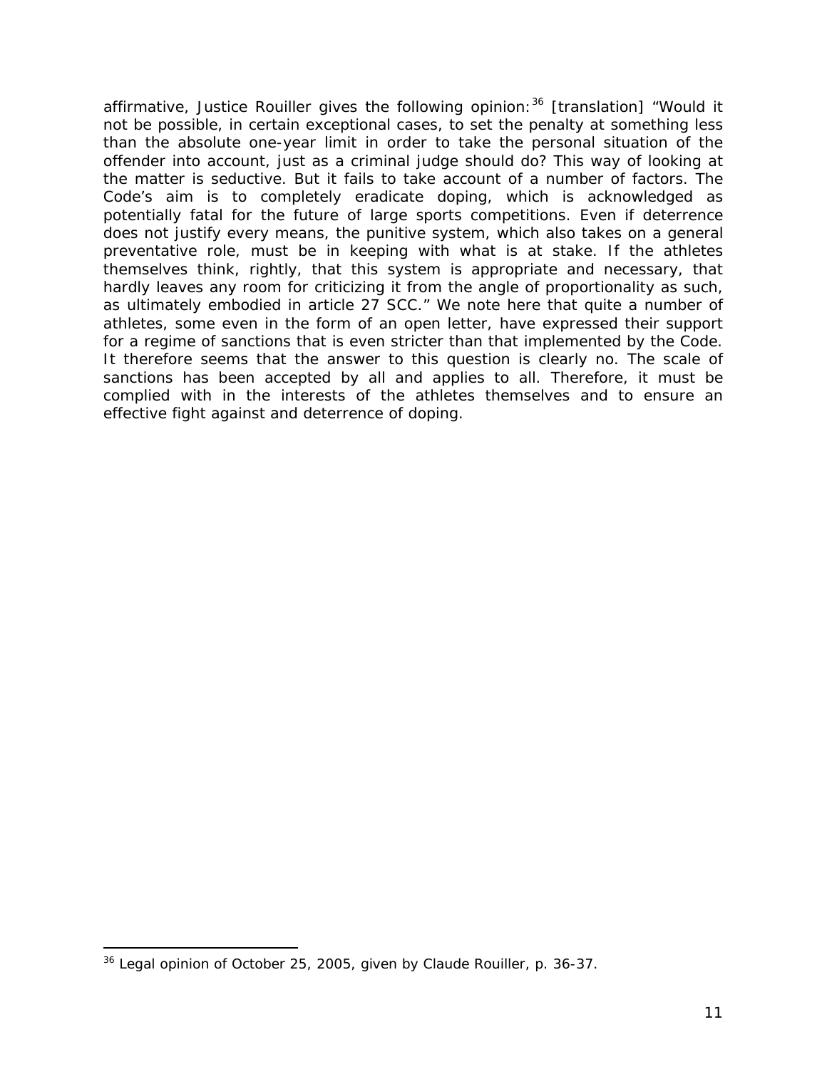affirmative, Justice Rouiller gives the following opinion:[36] [translation] "Would it not be possible, in certain exceptional cases, to set the penalty at something less than the absolute one-year limit in order to take the personal situation of the offender into account, just as a criminal judge should do? This way of looking at the matter is seductive. But it fails to take account of a number of factors. The Code's aim is to completely eradicate doping, which is acknowledged as potentially fatal for the future of large sports competitions. Even if deterrence does not justify every means, the punitive system, which also takes on a general preventative role, must be in keeping with what is at stake. If the athletes themselves think, rightly, that this system is appropriate and necessary, that hardly leaves any room for criticizing it from the angle of proportionality as such, as ultimately embodied in article 27 SCC." We note here that quite a number of athletes, some even in the form of an open letter, have expressed their support for a regime of sanctions that is even stricter than that implemented by the Code. It therefore seems that the answer to this question is clearly no. The scale of sanctions has been accepted by all and applies to all. Therefore, it must be complied with in the interests of the athletes themselves and to ensure an effective fight against and deterrence of doping.

[36] Legal opinion of October 25, 2005, given by Claude Rouiller, p. 36-37.